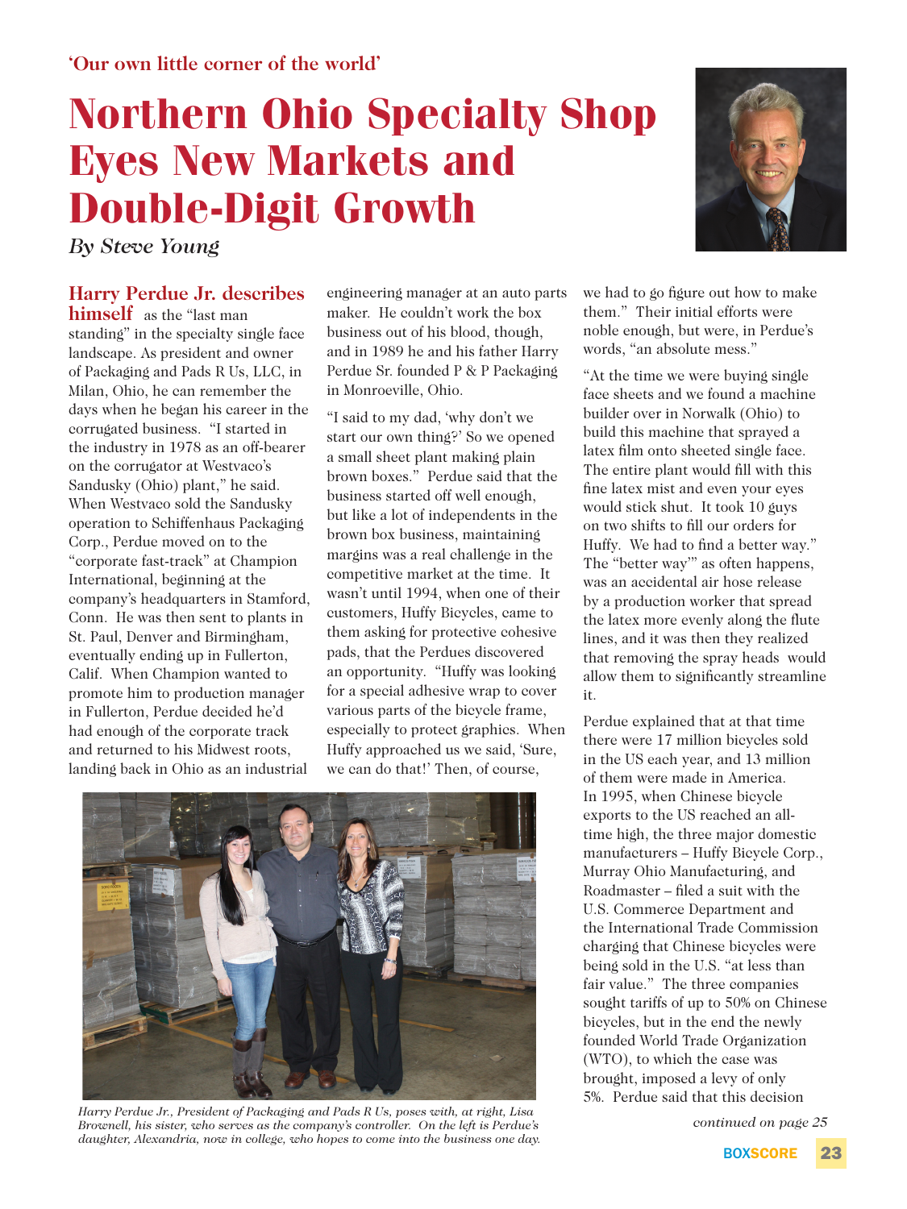'Our own little corner of the world'

# Northern Ohio Specialty Shop Eyes New Markets and Double-Digit Growth

*By Steve Young*

**Harry Perdue Jr. describes himself** as the "last man standing" in the specialty single face landscape. As president and owner of Packaging and Pads R Us, LLC, in Milan, Ohio, he can remember the days when he began his career in the corrugated business. "I started in the industry in 1978 as an off-bearer on the corrugator at Westvaco's Sandusky (Ohio) plant," he said. When Westvaco sold the Sandusky operation to Schiffenhaus Packaging Corp., Perdue moved on to the "corporate fast-track" at Champion International, beginning at the company's headquarters in Stamford, Conn. He was then sent to plants in St. Paul, Denver and Birmingham, eventually ending up in Fullerton, Calif. When Champion wanted to promote him to production manager in Fullerton, Perdue decided he'd had enough of the corporate track and returned to his Midwest roots, landing back in Ohio as an industrial engineering manager at an auto parts maker. He couldn't work the box business out of his blood, though, and in 1989 he and his father Harry Perdue Sr. founded P & P Packaging in Monroeville, Ohio.

"I said to my dad, 'why don't we start our own thing?' So we opened a small sheet plant making plain brown boxes." Perdue said that the business started off well enough, but like a lot of independents in the brown box business, maintaining margins was a real challenge in the competitive market at the time. It wasn't until 1994, when one of their customers, Huffy Bicycles, came to them asking for protective cohesive pads, that the Perdues discovered an opportunity. "Huffy was looking for a special adhesive wrap to cover various parts of the bicycle frame, especially to protect graphics. When Huffy approached us we said, 'Sure, we can do that!' Then, of course, we had to go figure out how to make them." Their initial efforts were noble enough, but were, in Perdue's words, "an absolute mess."

"At the time we were buying single face sheets and we found a machine builder over in Norwalk (Ohio) to build this machine that sprayed a latex film onto sheeted single face. The entire plant would fill with this fine latex mist and even your eyes would stick shut. It took 10 guys on two shifts to fill our orders for Huffy. We had to find a better way." The "better way'" as often happens, was an accidental air hose release by a production worker that spread the latex more evenly along the flute lines, and it was then they realized that removing the spray heads would allow them to significantly streamline it.

Perdue explained that at that time there were 17 million bicycles sold in the US each year, and 13 million of them were made in America. In 1995, when Chinese bicycle exports to the US reached an all-time high, the three major domestic manufacturers – Huffy Bicycle Corp., Murray Ohio Manufacturing, and Roadmaster – filed a suit with the U.S. Commerce Department and the International Trade Commission charging that Chinese bicycles were being sold in the U.S. "at less than fair value." The three companies sought tariffs of up to 50% on Chinese bicycles, but in the end the newly founded World Trade Organization (WTO), to which the case was brought, imposed a levy of only 5%. Perdue said that this decision

*continued on page 25*

*Harry Perdue Jr., President of Packaging and Pads R Us, poses with, at right, Lisa Brownell, his sister, who serves as the company's controller. On the left is Perdue's daughter, Alexandria, now in college, who hopes to come into the business one day.*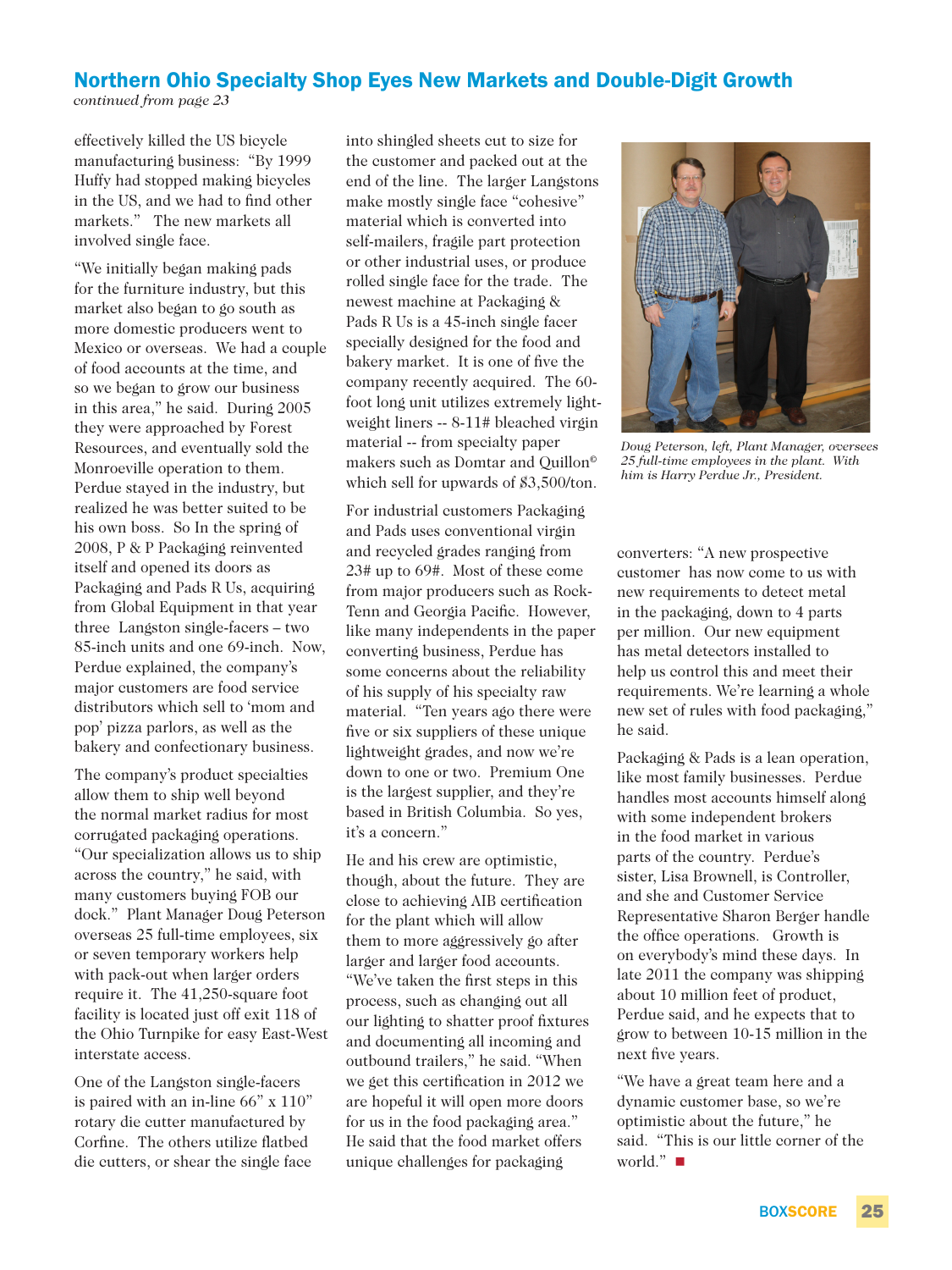## Northern Ohio Specialty Shop Eyes New Markets and Double-Digit Growth

*continued from page 23*

effectively killed the US bicycle manufacturing business: "By 1999 Huffy had stopped making bicycles in the US, and we had to find other markets." The new markets all involved single face.

"We initially began making pads for the furniture industry, but this market also began to go south as more domestic producers went to Mexico or overseas. We had a couple of food accounts at the time, and so we began to grow our business in this area," he said. During 2005 they were approached by Forest Resources, and eventually sold the Monroeville operation to them. Perdue stayed in the industry, but realized he was better suited to be his own boss. So In the spring of 2008, P & P Packaging reinvented itself and opened its doors as Packaging and Pads R Us, acquiring from Global Equipment in that year three Langston single-facers – two 85-inch units and one 69-inch. Now, Perdue explained, the company's major customers are food service distributors which sell to 'mom and pop' pizza parlors, as well as the bakery and confectionary business.

The company's product specialties allow them to ship well beyond the normal market radius for most corrugated packaging operations. "Our specialization allows us to ship across the country," he said, with many customers buying FOB our dock." Plant Manager Doug Peterson overseas 25 full-time employees, six or seven temporary workers help with pack-out when larger orders require it. The 41,250-square foot facility is located just off exit 118 of the Ohio Turnpike for easy East-West interstate access.

One of the Langston single-facers is paired with an in-line 66" x 110" rotary die cutter manufactured by Corfine. The others utilize flatbed die cutters, or shear the single face into shingled sheets cut to size for the customer and packed out at the end of the line. The larger Langstons make mostly single face "cohesive" material which is converted into self-mailers, fragile part protection or other industrial uses, or produce rolled single face for the trade. The newest machine at Packaging & Pads R Us is a 45-inch single facer specially designed for the food and bakery market. It is one of five the company recently acquired. The 60-foot long unit utilizes extremely light-weight liners -- 8-11# bleached virgin material -- from specialty paper makers such as Domtar and Quillon© which sell for upwards of $3,500/ton.

For industrial customers Packaging and Pads uses conventional virgin and recycled grades ranging from 23# up to 69#. Most of these come from major producers such as Rock-Tenn and Georgia Pacific. However, like many independents in the paper converting business, Perdue has some concerns about the reliability of his supply of his specialty raw material. "Ten years ago there were five or six suppliers of these unique lightweight grades, and now we're down to one or two. Premium One is the largest supplier, and they're based in British Columbia. So yes, it's a concern."

He and his crew are optimistic, though, about the future. They are close to achieving AIB certification for the plant which will allow them to more aggressively go after larger and larger food accounts. "We've taken the first steps in this process, such as changing out all our lighting to shatter proof fixtures and documenting all incoming and outbound trailers," he said. "When we get this certification in 2012 we are hopeful it will open more doors for us in the food packaging area." He said that the food market offers unique challenges for packaging converters: "A new prospective customer has now come to us with new requirements to detect metal in the packaging, down to 4 parts per million. Our new equipment has metal detectors installed to help us control this and meet their requirements. We're learning a whole new set of rules with food packaging," he said.

*Doug Peterson, left, Plant Manager, oversees 25 full-time employees in the plant. With him is Harry Perdue Jr., President.*

Packaging & Pads is a lean operation, like most family businesses. Perdue handles most accounts himself along with some independent brokers in the food market in various parts of the country. Perdue's sister, Lisa Brownell, is Controller, and she and Customer Service Representative Sharon Berger handle the office operations. Growth is on everybody's mind these days. In late 2011 the company was shipping about 10 million feet of product, Perdue said, and he expects that to grow to between 10-15 million in the next five years.

"We have a great team here and a dynamic customer base, so we're optimistic about the future," he said. "This is our little corner of the world." ■